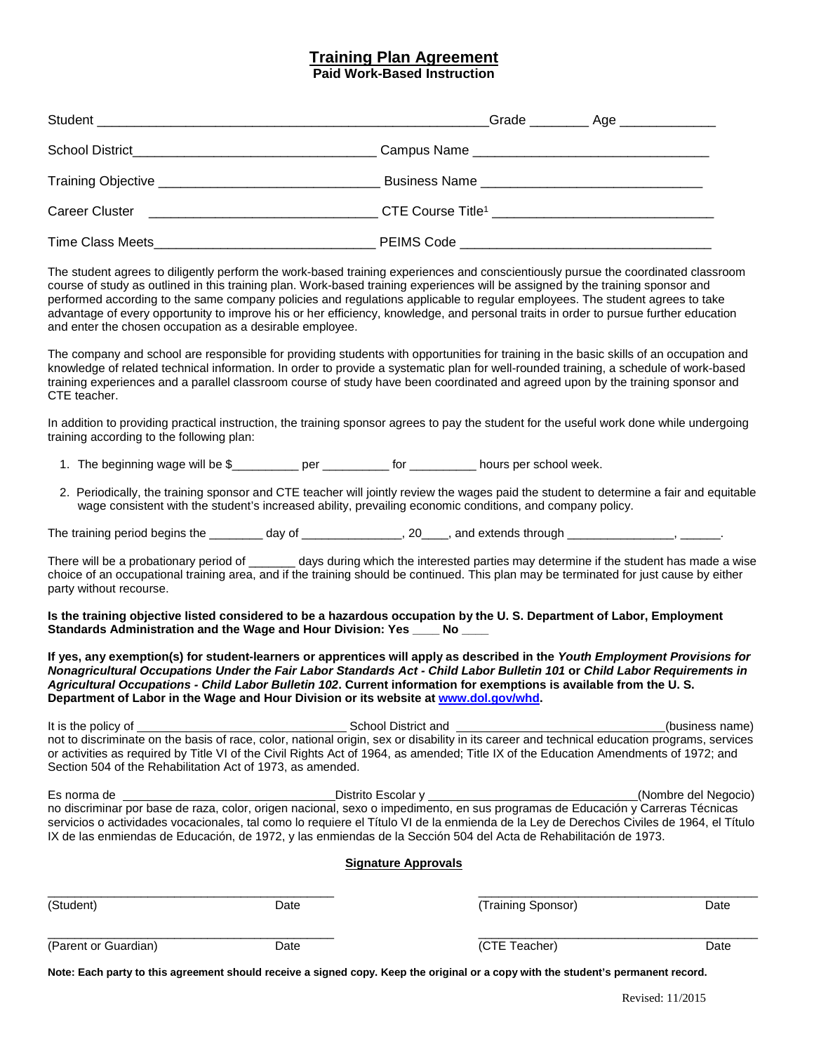# Training Plan Agreement

**Paid Work-Based Instruction**

Student ______________________________________________________Grade ________ Age _____________

School District________________________________ Campus Name _______________________________

Training Objective _____________________________ Business Name _____________________________

Career Cluster ______________________________ CTE Course Title[1] _____________________________

Time Class Meets_____________________________ PEIMS Code _________________________________

The student agrees to diligently perform the work-based training experiences and conscientiously pursue the coordinated classroom course of study as outlined in this training plan. Work-based training experiences will be assigned by the training sponsor and performed according to the same company policies and regulations applicable to regular employees. The student agrees to take advantage of every opportunity to improve his or her efficiency, knowledge, and personal traits in order to pursue further education and enter the chosen occupation as a desirable employee.

The company and school are responsible for providing students with opportunities for training in the basic skills of an occupation and knowledge of related technical information. In order to provide a systematic plan for well-rounded training, a schedule of work-based training experiences and a parallel classroom course of study have been coordinated and agreed upon by the training sponsor and CTE teacher.

In addition to providing practical instruction, the training sponsor agrees to pay the student for the useful work done while undergoing training according to the following plan:

1. The beginning wage will be $__________ per __________ for __________ hours per school week.
2. Periodically, the training sponsor and CTE teacher will jointly review the wages paid the student to determine a fair and equitable wage consistent with the student's increased ability, prevailing economic conditions, and company policy.

The training period begins the ________ day of _______________, 20____, and extends through ________________, ______.

There will be a probationary period of _______ days during which the interested parties may determine if the student has made a wise choice of an occupational training area, and if the training should be continued. This plan may be terminated for just cause by either party without recourse.

**Is the training objective listed considered to be a hazardous occupation by the U. S. Department of Labor, Employment Standards Administration and the Wage and Hour Division: Yes ____ No ____**

**If yes, any exemption(s) for student-learners or apprentices will apply as described in the *Youth Employment Provisions for Nonagricultural Occupations Under the Fair Labor Standards Act - Child Labor Bulletin 101* or *Child Labor Requirements in Agricultural Occupations - Child Labor Bulletin 102*. Current information for exemptions is available from the U. S. Department of Labor in the Wage and Hour Division or its website at [www.dol.gov/whd](www.dol.gov/whd).**

It is the policy of _______________________________ School District and _______________________________(business name) not to discriminate on the basis of race, color, national origin, sex or disability in its career and technical education programs, services or activities as required by Title VI of the Civil Rights Act of 1964, as amended; Title IX of the Education Amendments of 1972; and Section 504 of the Rehabilitation Act of 1973, as amended.

Es norma de _______________________________Distrito Escolar y _______________________________(Nombre del Negocio) no discriminar por base de raza, color, origen nacional, sexo o impedimento, en sus programas de Educación y Carreras Técnicas servicios o actividades vocacionales, tal como lo requiere el Título VI de la enmienda de la Ley de Derechos Civiles de 1964, el Título IX de las enmiendas de Educación, de 1972, y las enmiendas de la Sección 504 del Acta de Rehabilitación de 1973.

## Signature Approvals

__________________________________________ __________________________________________
(Student) Date (Training Sponsor) Date

__________________________________________ __________________________________________
(Parent or Guardian) Date (CTE Teacher) Date

**Note: Each party to this agreement should receive a signed copy. Keep the original or a copy with the student's permanent record.**

Revised: 11/2015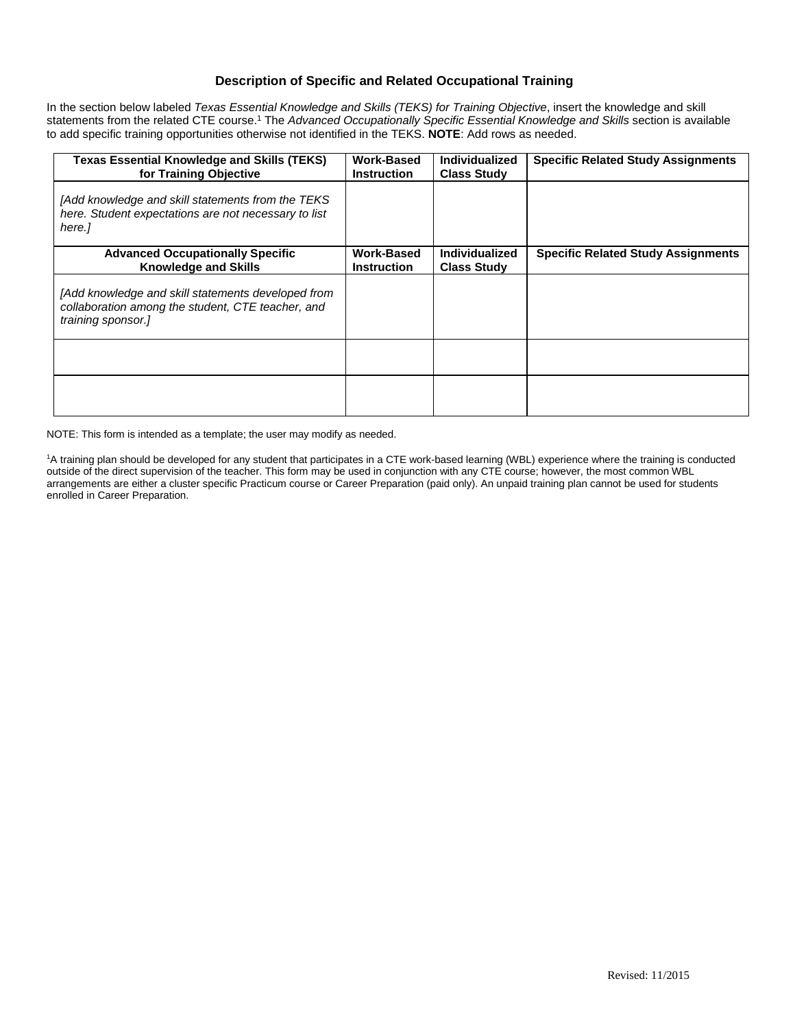## Description of Specific and Related Occupational Training

In the section below labeled *Texas Essential Knowledge and Skills (TEKS) for Training Objective*, insert the knowledge and skill statements from the related CTE course.[1] The *Advanced Occupationally Specific Essential Knowledge and Skills* section is available to add specific training opportunities otherwise not identified in the TEKS. **NOTE**: Add rows as needed.

| **Texas Essential Knowledge and Skills (TEKS) for Training Objective** | **Work-Based Instruction** | **Individualized Class Study** | **Specific Related Study Assignments** |
|---|---|---|---|
| *[Add knowledge and skill statements from the TEKS here. Student expectations are not necessary to list here.]* | | | |
| **Advanced Occupationally Specific Knowledge and Skills** | **Work-Based Instruction** | **Individualized Class Study** | **Specific Related Study Assignments** |
| *[Add knowledge and skill statements developed from collaboration among the student, CTE teacher, and training sponsor.]* | | | |
| | | | |
| | | | |

NOTE: This form is intended as a template; the user may modify as needed.

[1]A training plan should be developed for any student that participates in a CTE work-based learning (WBL) experience where the training is conducted outside of the direct supervision of the teacher. This form may be used in conjunction with any CTE course; however, the most common WBL arrangements are either a cluster specific Practicum course or Career Preparation (paid only). An unpaid training plan cannot be used for students enrolled in Career Preparation.

Revised: 11/2015